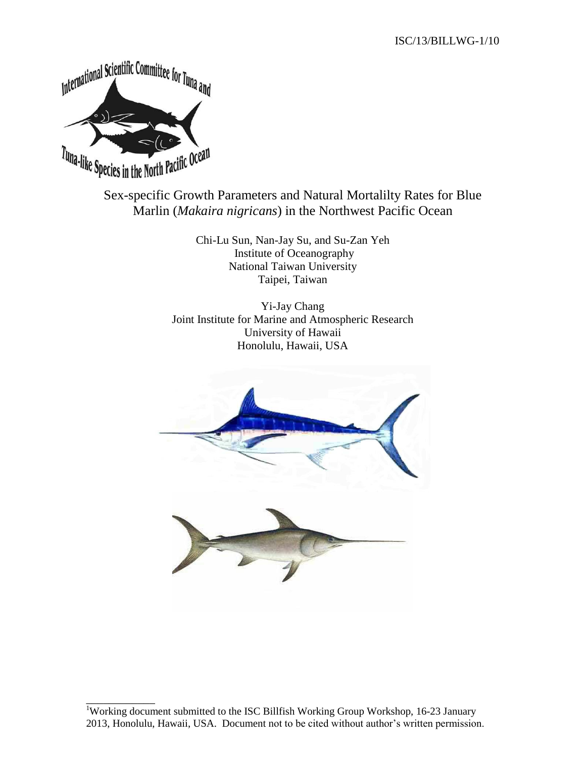ISC/13/BILLWG-1/10

# Sex-specific Growth Parameters and Natural Mortalilty Rates for Blue Marlin (*Makaira nigricans*) in the Northwest Pacific Ocean

Chi-Lu Sun, Nan-Jay Su, and Su-Zan Yeh
Institute of Oceanography
National Taiwan University
Taipei, Taiwan

Yi-Jay Chang
Joint Institute for Marine and Atmospheric Research
University of Hawaii
Honolulu, Hawaii, USA

[1]Working document submitted to the ISC Billfish Working Group Workshop, 16-23 January 2013, Honolulu, Hawaii, USA. Document not to be cited without author's written permission.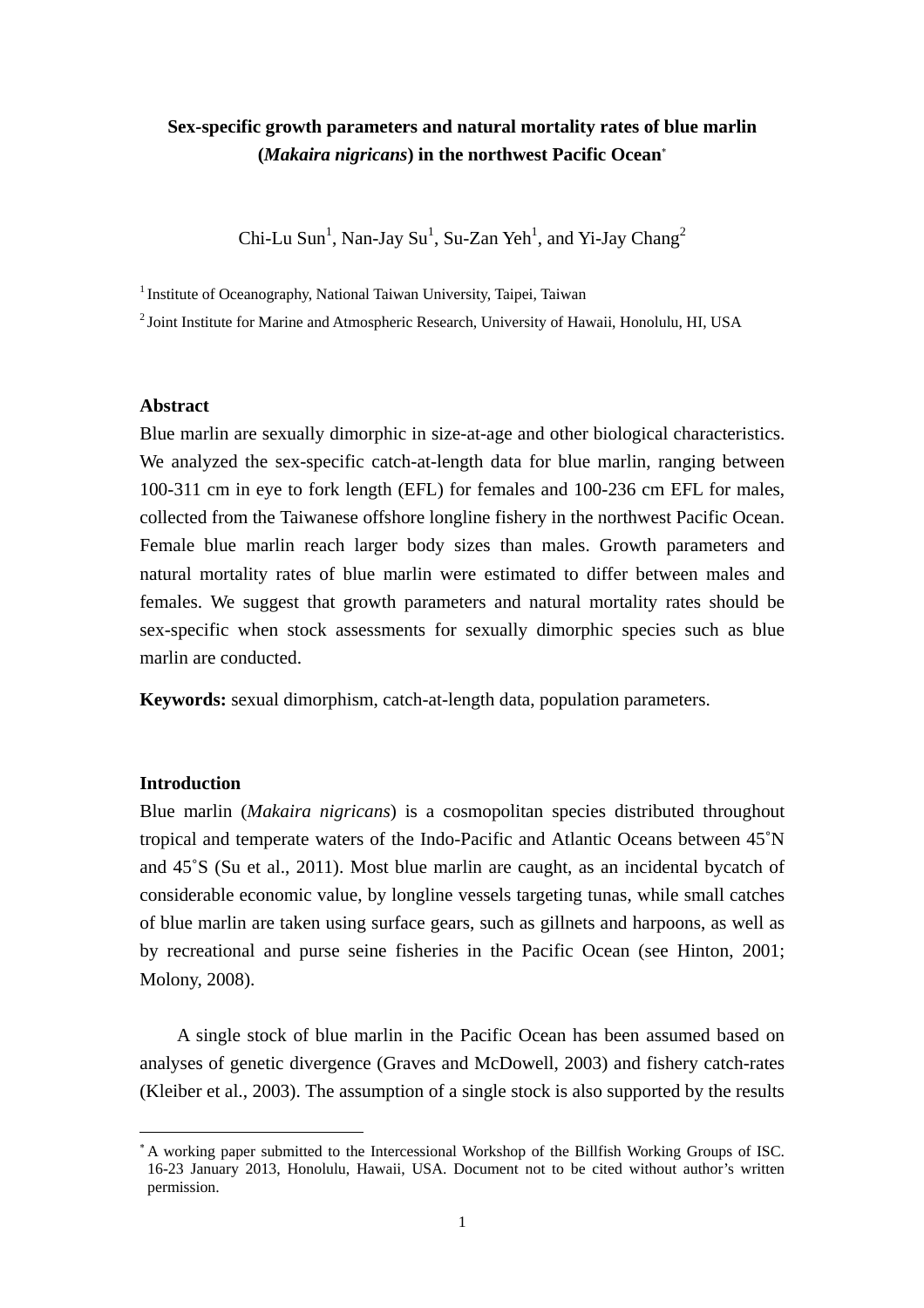**Sex-specific growth parameters and natural mortality rates of blue marlin (*Makaira nigricans*) in the northwest Pacific Ocean**[*]

Chi-Lu Sun[1], Nan-Jay Su[1], Su-Zan Yeh[1], and Yi-Jay Chang[2]

[1] Institute of Oceanography, National Taiwan University, Taipei, Taiwan

[2] Joint Institute for Marine and Atmospheric Research, University of Hawaii, Honolulu, HI, USA

## Abstract

Blue marlin are sexually dimorphic in size-at-age and other biological characteristics. We analyzed the sex-specific catch-at-length data for blue marlin, ranging between 100-311 cm in eye to fork length (EFL) for females and 100-236 cm EFL for males, collected from the Taiwanese offshore longline fishery in the northwest Pacific Ocean. Female blue marlin reach larger body sizes than males. Growth parameters and natural mortality rates of blue marlin were estimated to differ between males and females. We suggest that growth parameters and natural mortality rates should be sex-specific when stock assessments for sexually dimorphic species such as blue marlin are conducted.

**Keywords:** sexual dimorphism, catch-at-length data, population parameters.

## Introduction

Blue marlin (*Makaira nigricans*) is a cosmopolitan species distributed throughout tropical and temperate waters of the Indo-Pacific and Atlantic Oceans between 45˚N and 45˚S (Su et al., 2011). Most blue marlin are caught, as an incidental bycatch of considerable economic value, by longline vessels targeting tunas, while small catches of blue marlin are taken using surface gears, such as gillnets and harpoons, as well as by recreational and purse seine fisheries in the Pacific Ocean (see Hinton, 2001; Molony, 2008).

A single stock of blue marlin in the Pacific Ocean has been assumed based on analyses of genetic divergence (Graves and McDowell, 2003) and fishery catch-rates (Kleiber et al., 2003). The assumption of a single stock is also supported by the results

[*] A working paper submitted to the Intercessional Workshop of the Billfish Working Groups of ISC. 16-23 January 2013, Honolulu, Hawaii, USA. Document not to be cited without author's written permission.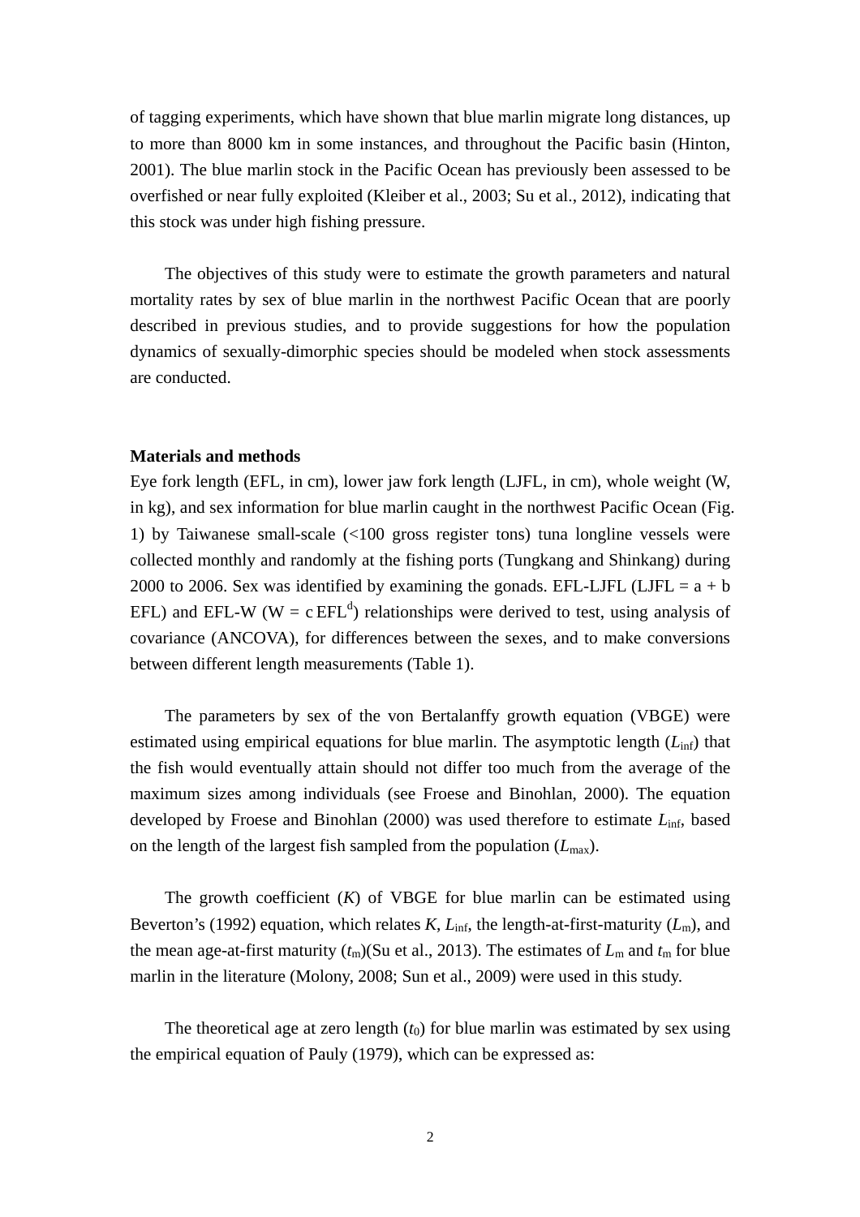of tagging experiments, which have shown that blue marlin migrate long distances, up to more than 8000 km in some instances, and throughout the Pacific basin (Hinton, 2001). The blue marlin stock in the Pacific Ocean has previously been assessed to be overfished or near fully exploited (Kleiber et al., 2003; Su et al., 2012), indicating that this stock was under high fishing pressure.

The objectives of this study were to estimate the growth parameters and natural mortality rates by sex of blue marlin in the northwest Pacific Ocean that are poorly described in previous studies, and to provide suggestions for how the population dynamics of sexually-dimorphic species should be modeled when stock assessments are conducted.

**Materials and methods**

Eye fork length (EFL, in cm), lower jaw fork length (LJFL, in cm), whole weight (W, in kg), and sex information for blue marlin caught in the northwest Pacific Ocean (Fig. 1) by Taiwanese small-scale (<100 gross register tons) tuna longline vessels were collected monthly and randomly at the fishing ports (Tungkang and Shinkang) during 2000 to 2006. Sex was identified by examining the gonads. EFL-LJFL (LJFL = a + b EFL) and EFL-W ($W = c\,EFL^{d}$) relationships were derived to test, using analysis of covariance (ANCOVA), for differences between the sexes, and to make conversions between different length measurements (Table 1).

The parameters by sex of the von Bertalanffy growth equation (VBGE) were estimated using empirical equations for blue marlin. The asymptotic length ($L_{\mathrm{inf}}$) that the fish would eventually attain should not differ too much from the average of the maximum sizes among individuals (see Froese and Binohlan, 2000). The equation developed by Froese and Binohlan (2000) was used therefore to estimate $L_{\mathrm{inf}}$, based on the length of the largest fish sampled from the population ($L_{\mathrm{max}}$).

The growth coefficient ($K$) of VBGE for blue marlin can be estimated using Beverton's (1992) equation, which relates $K$, $L_{\mathrm{inf}}$, the length-at-first-maturity ($L_{\mathrm{m}}$), and the mean age-at-first maturity ($t_{\mathrm{m}}$)(Su et al., 2013). The estimates of $L_{\mathrm{m}}$ and $t_{\mathrm{m}}$ for blue marlin in the literature (Molony, 2008; Sun et al., 2009) were used in this study.

The theoretical age at zero length ($t_0$) for blue marlin was estimated by sex using the empirical equation of Pauly (1979), which can be expressed as: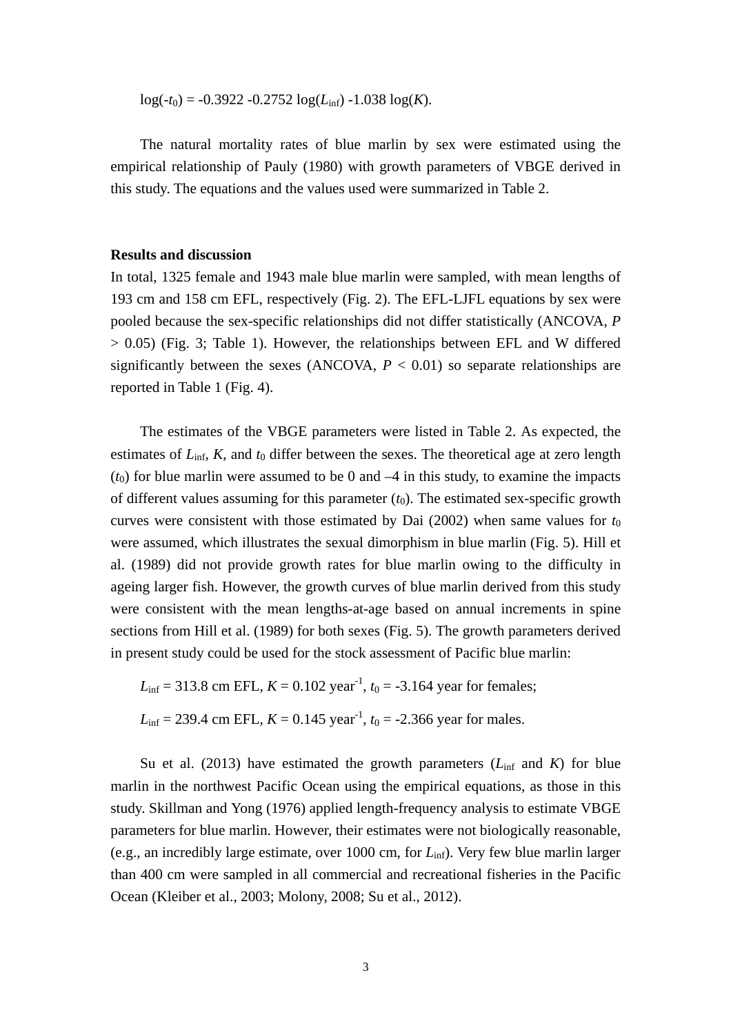$$\log(-t_0) = -0.3922 - 0.2752 \log(L_{inf}) - 1.038 \log(K).$$

The natural mortality rates of blue marlin by sex were estimated using the empirical relationship of Pauly (1980) with growth parameters of VBGE derived in this study. The equations and the values used were summarized in Table 2.

## Results and discussion

In total, 1325 female and 1943 male blue marlin were sampled, with mean lengths of 193 cm and 158 cm EFL, respectively (Fig. 2). The EFL-LJFL equations by sex were pooled because the sex-specific relationships did not differ statistically (ANCOVA, $P > 0.05$) (Fig. 3; Table 1). However, the relationships between EFL and W differed significantly between the sexes (ANCOVA, $P < 0.01$) so separate relationships are reported in Table 1 (Fig. 4).

The estimates of the VBGE parameters were listed in Table 2. As expected, the estimates of $L_{inf}$, $K$, and $t_0$ differ between the sexes. The theoretical age at zero length ($t_0$) for blue marlin were assumed to be 0 and –4 in this study, to examine the impacts of different values assuming for this parameter ($t_0$). The estimated sex-specific growth curves were consistent with those estimated by Dai (2002) when same values for $t_0$ were assumed, which illustrates the sexual dimorphism in blue marlin (Fig. 5). Hill et al. (1989) did not provide growth rates for blue marlin owing to the difficulty in ageing larger fish. However, the growth curves of blue marlin derived from this study were consistent with the mean lengths-at-age based on annual increments in spine sections from Hill et al. (1989) for both sexes (Fig. 5). The growth parameters derived in present study could be used for the stock assessment of Pacific blue marlin:

$L_{inf}$ = 313.8 cm EFL, $K$ = 0.102 year$^{-1}$, $t_0$ = -3.164 year for females;

$L_{inf}$ = 239.4 cm EFL, $K$ = 0.145 year$^{-1}$, $t_0$ = -2.366 year for males.

Su et al. (2013) have estimated the growth parameters ($L_{inf}$ and $K$) for blue marlin in the northwest Pacific Ocean using the empirical equations, as those in this study. Skillman and Yong (1976) applied length-frequency analysis to estimate VBGE parameters for blue marlin. However, their estimates were not biologically reasonable, (e.g., an incredibly large estimate, over 1000 cm, for $L_{inf}$). Very few blue marlin larger than 400 cm were sampled in all commercial and recreational fisheries in the Pacific Ocean (Kleiber et al., 2003; Molony, 2008; Su et al., 2012).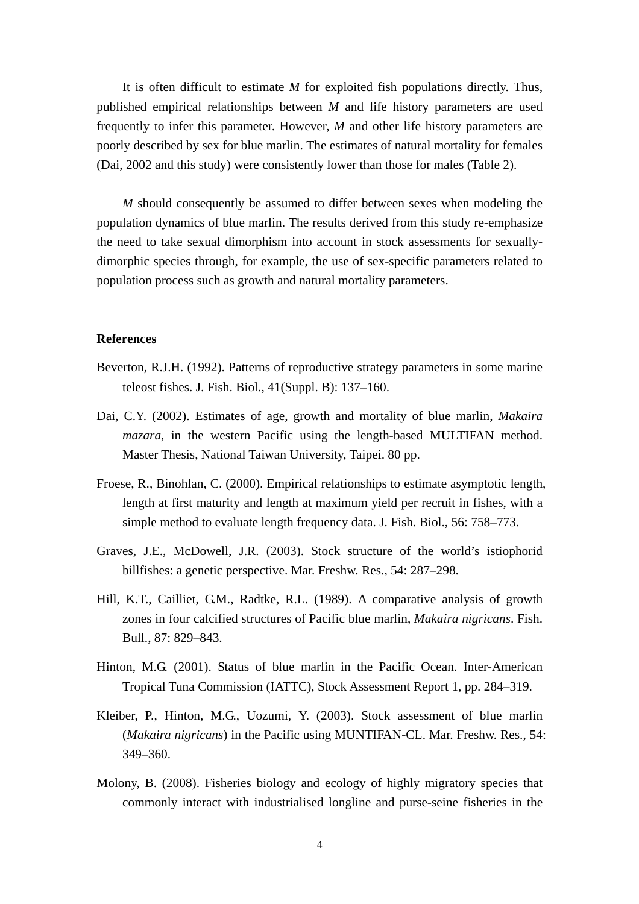It is often difficult to estimate *M* for exploited fish populations directly. Thus, published empirical relationships between *M* and life history parameters are used frequently to infer this parameter. However, *M* and other life history parameters are poorly described by sex for blue marlin. The estimates of natural mortality for females (Dai, 2002 and this study) were consistently lower than those for males (Table 2).

*M* should consequently be assumed to differ between sexes when modeling the population dynamics of blue marlin. The results derived from this study re-emphasize the need to take sexual dimorphism into account in stock assessments for sexually-dimorphic species through, for example, the use of sex-specific parameters related to population process such as growth and natural mortality parameters.

**References**

Beverton, R.J.H. (1992). Patterns of reproductive strategy parameters in some marine teleost fishes. J. Fish. Biol., 41(Suppl. B): 137–160.

Dai, C.Y. (2002). Estimates of age, growth and mortality of blue marlin, *Makaira mazara*, in the western Pacific using the length-based MULTIFAN method. Master Thesis, National Taiwan University, Taipei. 80 pp.

Froese, R., Binohlan, C. (2000). Empirical relationships to estimate asymptotic length, length at first maturity and length at maximum yield per recruit in fishes, with a simple method to evaluate length frequency data. J. Fish. Biol., 56: 758–773.

Graves, J.E., McDowell, J.R. (2003). Stock structure of the world's istiophorid billfishes: a genetic perspective. Mar. Freshw. Res., 54: 287–298.

Hill, K.T., Cailliet, G.M., Radtke, R.L. (1989). A comparative analysis of growth zones in four calcified structures of Pacific blue marlin, *Makaira nigricans*. Fish. Bull., 87: 829–843.

Hinton, M.G. (2001). Status of blue marlin in the Pacific Ocean. Inter-American Tropical Tuna Commission (IATTC), Stock Assessment Report 1, pp. 284–319.

Kleiber, P., Hinton, M.G., Uozumi, Y. (2003). Stock assessment of blue marlin (*Makaira nigricans*) in the Pacific using MUNTIFAN-CL. Mar. Freshw. Res., 54: 349–360.

Molony, B. (2008). Fisheries biology and ecology of highly migratory species that commonly interact with industrialised longline and purse-seine fisheries in the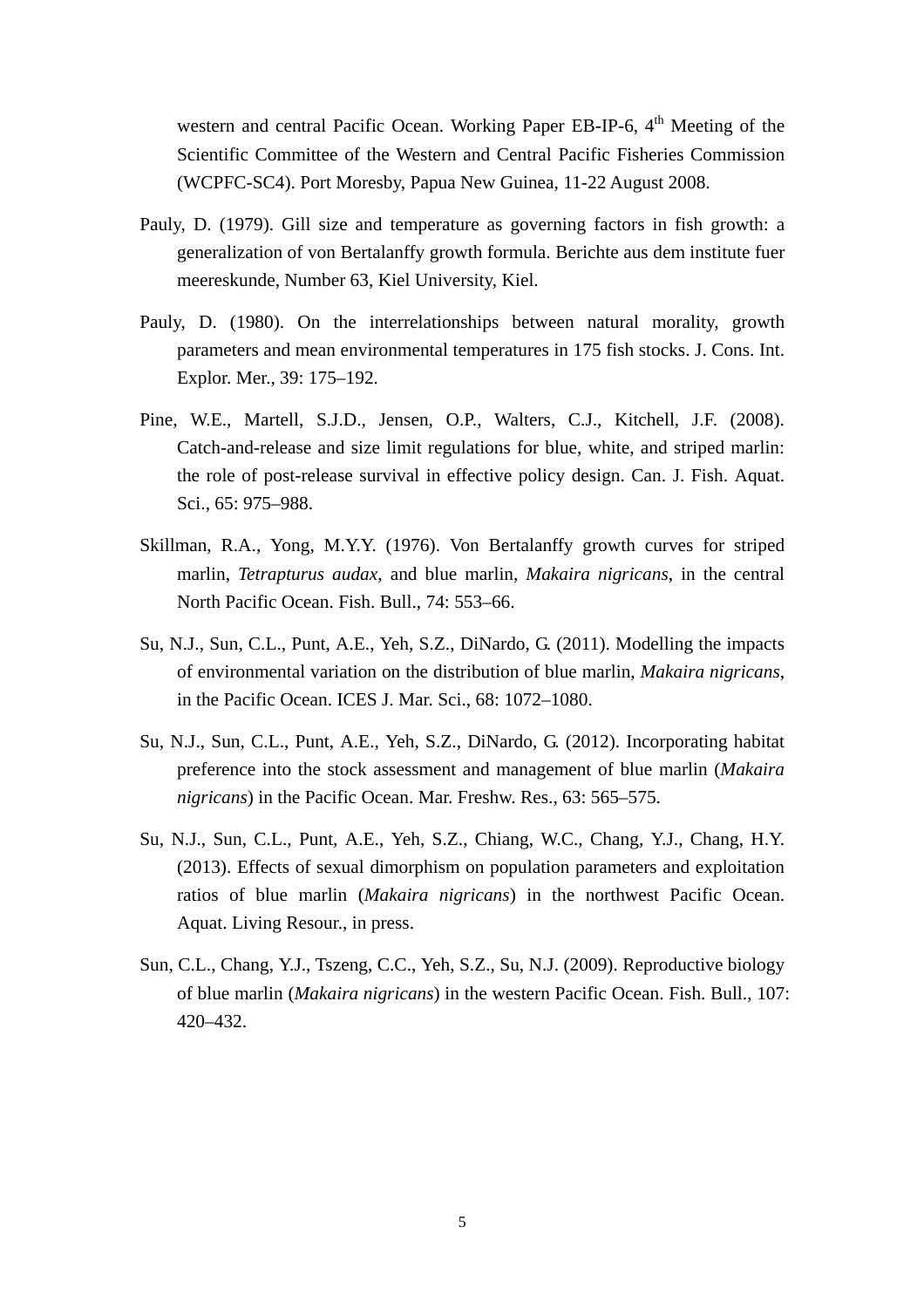western and central Pacific Ocean. Working Paper EB-IP-6, 4th Meeting of the Scientific Committee of the Western and Central Pacific Fisheries Commission (WCPFC-SC4). Port Moresby, Papua New Guinea, 11-22 August 2008.

Pauly, D. (1979). Gill size and temperature as governing factors in fish growth: a generalization of von Bertalanffy growth formula. Berichte aus dem institute fuer meereskunde, Number 63, Kiel University, Kiel.

Pauly, D. (1980). On the interrelationships between natural morality, growth parameters and mean environmental temperatures in 175 fish stocks. J. Cons. Int. Explor. Mer., 39: 175–192.

Pine, W.E., Martell, S.J.D., Jensen, O.P., Walters, C.J., Kitchell, J.F. (2008). Catch-and-release and size limit regulations for blue, white, and striped marlin: the role of post-release survival in effective policy design. Can. J. Fish. Aquat. Sci., 65: 975–988.

Skillman, R.A., Yong, M.Y.Y. (1976). Von Bertalanffy growth curves for striped marlin, *Tetrapturus audax*, and blue marlin, *Makaira nigricans*, in the central North Pacific Ocean. Fish. Bull., 74: 553–66.

Su, N.J., Sun, C.L., Punt, A.E., Yeh, S.Z., DiNardo, G. (2011). Modelling the impacts of environmental variation on the distribution of blue marlin, *Makaira nigricans*, in the Pacific Ocean. ICES J. Mar. Sci., 68: 1072–1080.

Su, N.J., Sun, C.L., Punt, A.E., Yeh, S.Z., DiNardo, G. (2012). Incorporating habitat preference into the stock assessment and management of blue marlin (*Makaira nigricans*) in the Pacific Ocean. Mar. Freshw. Res., 63: 565–575.

Su, N.J., Sun, C.L., Punt, A.E., Yeh, S.Z., Chiang, W.C., Chang, Y.J., Chang, H.Y. (2013). Effects of sexual dimorphism on population parameters and exploitation ratios of blue marlin (*Makaira nigricans*) in the northwest Pacific Ocean. Aquat. Living Resour., in press.

Sun, C.L., Chang, Y.J., Tszeng, C.C., Yeh, S.Z., Su, N.J. (2009). Reproductive biology of blue marlin (*Makaira nigricans*) in the western Pacific Ocean. Fish. Bull., 107: 420–432.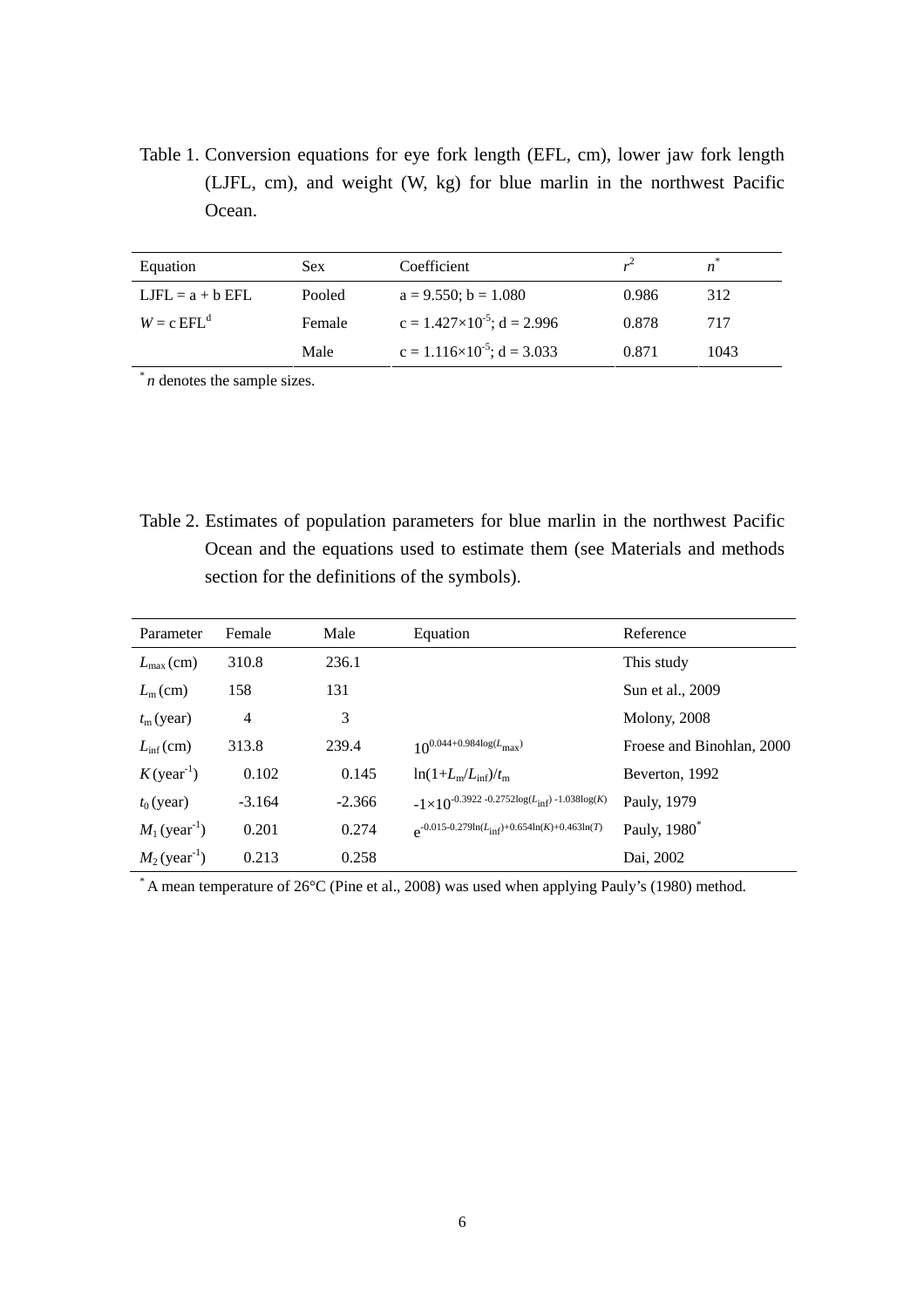Table 1. Conversion equations for eye fork length (EFL, cm), lower jaw fork length (LJFL, cm), and weight (W, kg) for blue marlin in the northwest Pacific Ocean.

| Equation | Sex | Coefficient | $r^2$ | $n^*$ |
|---|---|---|---|---|
| LJFL = a + b EFL | Pooled | a = 9.550; b = 1.080 | 0.986 | 312 |
| $W = c\, \mathrm{EFL}^d$ | Female | c = $1.427\times10^{-5}$; d = 2.996 | 0.878 | 717 |
| | Male | c = $1.116\times10^{-5}$; d = 3.033 | 0.871 | 1043 |

[*] *n* denotes the sample sizes.

Table 2. Estimates of population parameters for blue marlin in the northwest Pacific Ocean and the equations used to estimate them (see Materials and methods section for the definitions of the symbols).

| Parameter | Female | Male | Equation | Reference |
|---|---|---|---|---|
| $L_{max}$ (cm) | 310.8 | 236.1 | | This study |
| $L_m$ (cm) | 158 | 131 | | Sun et al., 2009 |
| $t_m$ (year) | 4 | 3 | | Molony, 2008 |
| $L_{inf}$ (cm) | 313.8 | 239.4 | $10^{0.044+0.984\log(L_{max})}$ | Froese and Binohlan, 2000 |
| $K$ (year$^{-1}$) | 0.102 | 0.145 | $\ln(1+L_m/L_{inf})/t_m$ | Beverton, 1992 |
| $t_0$ (year) | -3.164 | -2.366 | $-1\times10^{-0.3922-0.2752\log(L_{inf})-1.038\log(K)}$ | Pauly, 1979 |
| $M_1$ (year$^{-1}$) | 0.201 | 0.274 | $e^{-0.015-0.279\ln(L_{inf})+0.654\ln(K)+0.463\ln(T)}$ | Pauly, 1980[*] |
| $M_2$ (year$^{-1}$) | 0.213 | 0.258 | | Dai, 2002 |

[*] A mean temperature of 26°C (Pine et al., 2008) was used when applying Pauly's (1980) method.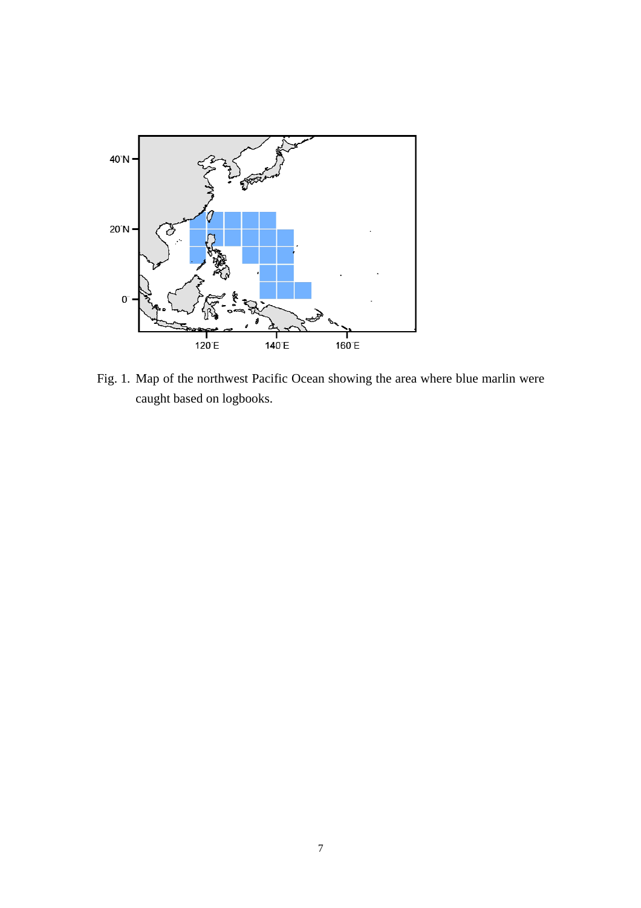Fig. 1. Map of the northwest Pacific Ocean showing the area where blue marlin were caught based on logbooks.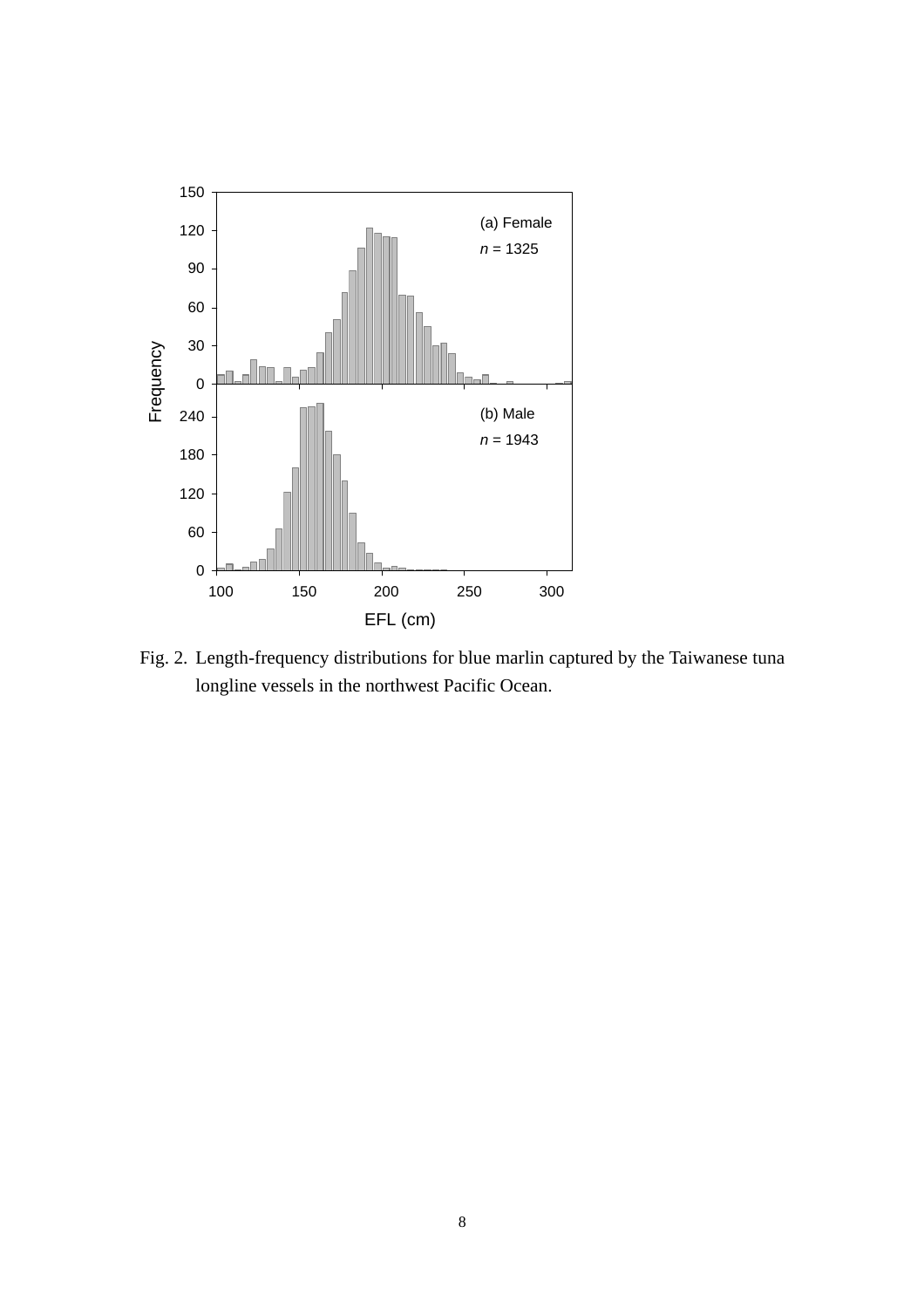Fig. 2. Length-frequency distributions for blue marlin captured by the Taiwanese tuna longline vessels in the northwest Pacific Ocean.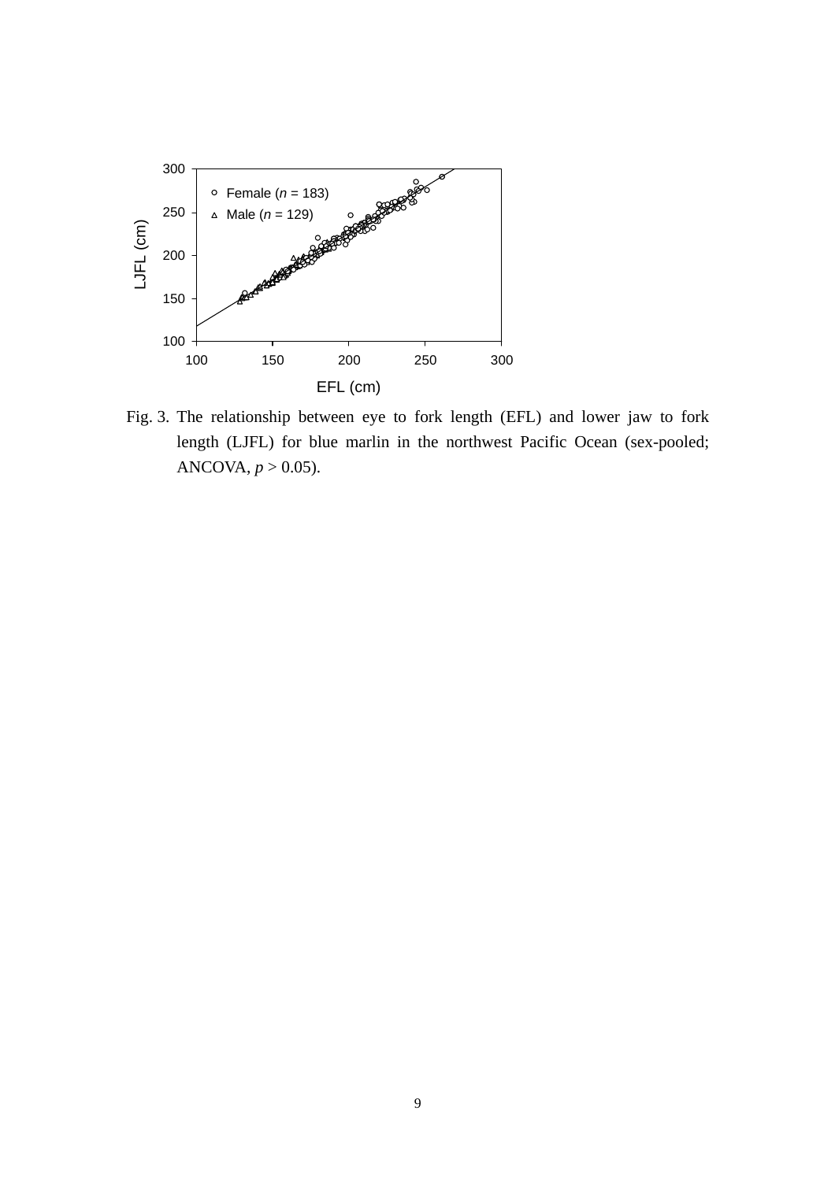Fig. 3. The relationship between eye to fork length (EFL) and lower jaw to fork length (LJFL) for blue marlin in the northwest Pacific Ocean (sex-pooled; ANCOVA, $p > 0.05$).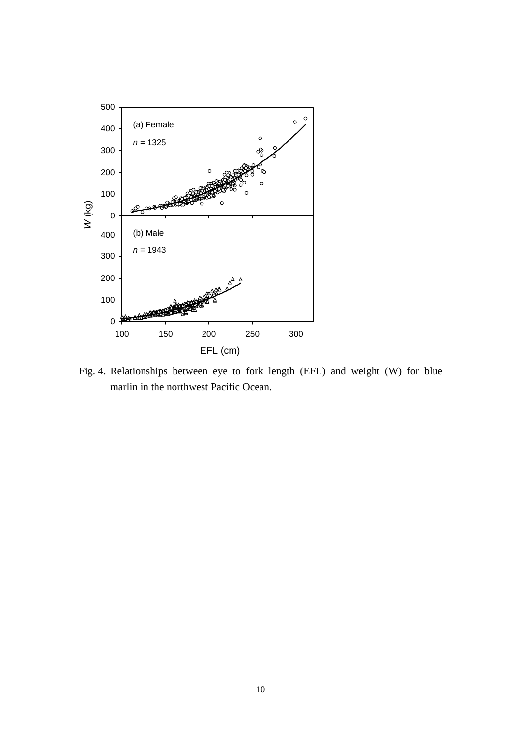Fig. 4. Relationships between eye to fork length (EFL) and weight (W) for blue marlin in the northwest Pacific Ocean.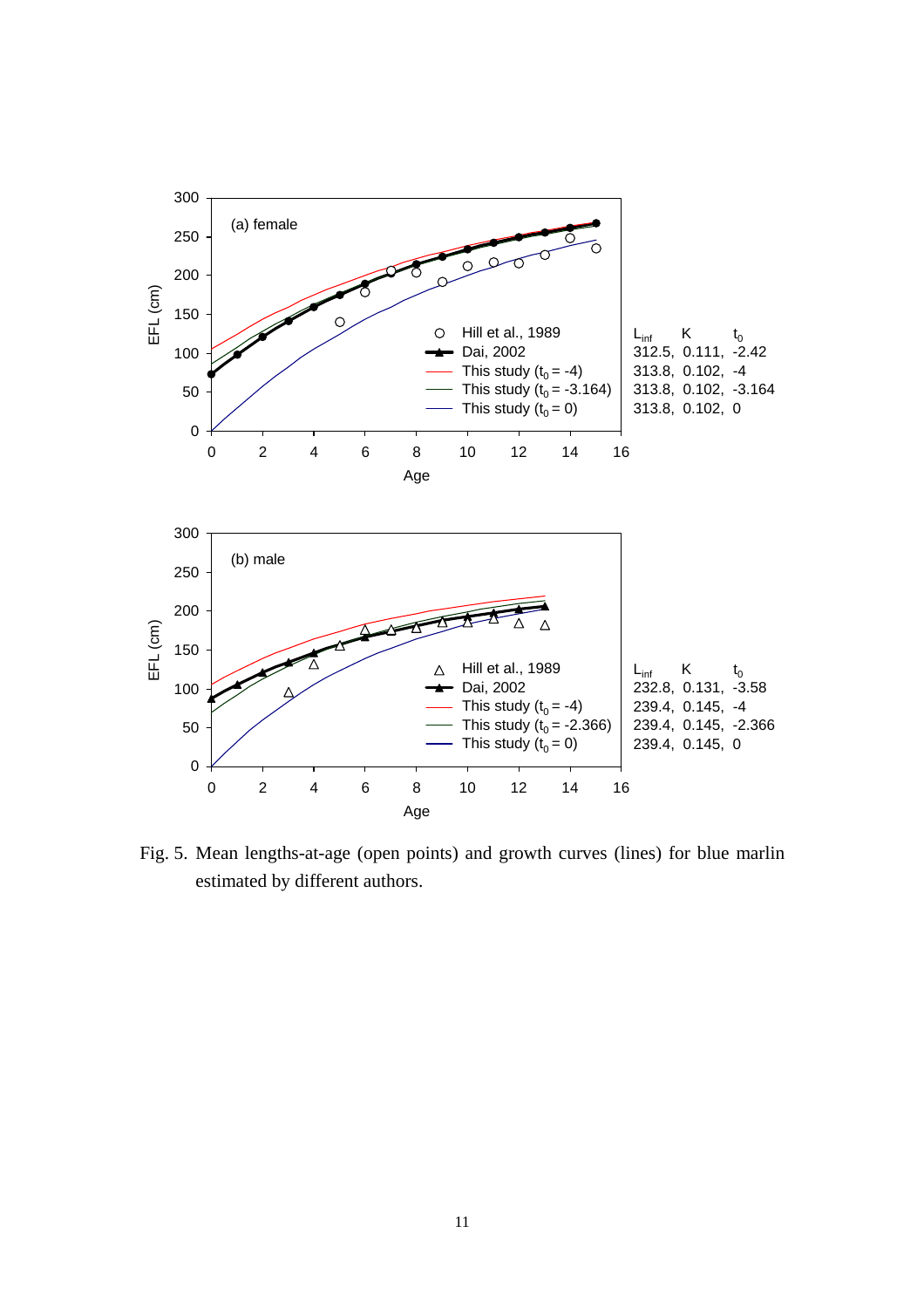300
250
200
150
100
50
0

(a) female

EFL (cm)

0 2 4 6 8 10 12 14 16

Age

Hill et al., 1989
Dai, 2002
This study ($t_0$ = -4)
This study ($t_0$ = -3.164)
This study ($t_0$ = 0)

$L_{inf}$ K $t_0$
312.5, 0.111, -2.42
313.8, 0.102, -4
313.8, 0.102, -3.164
313.8, 0.102, 0

300
250
200
150
100
50
0

(b) male

EFL (cm)

0 2 4 6 8 10 12 14 16

Age

Hill et al., 1989
Dai, 2002
This study ($t_0$ = -4)
This study ($t_0$ = -2.366)
This study ($t_0$ = 0)

$L_{inf}$ K $t_0$
232.8, 0.131, -3.58
239.4, 0.145, -4
239.4, 0.145, -2.366
239.4, 0.145, 0

Fig. 5. Mean lengths-at-age (open points) and growth curves (lines) for blue marlin estimated by different authors.